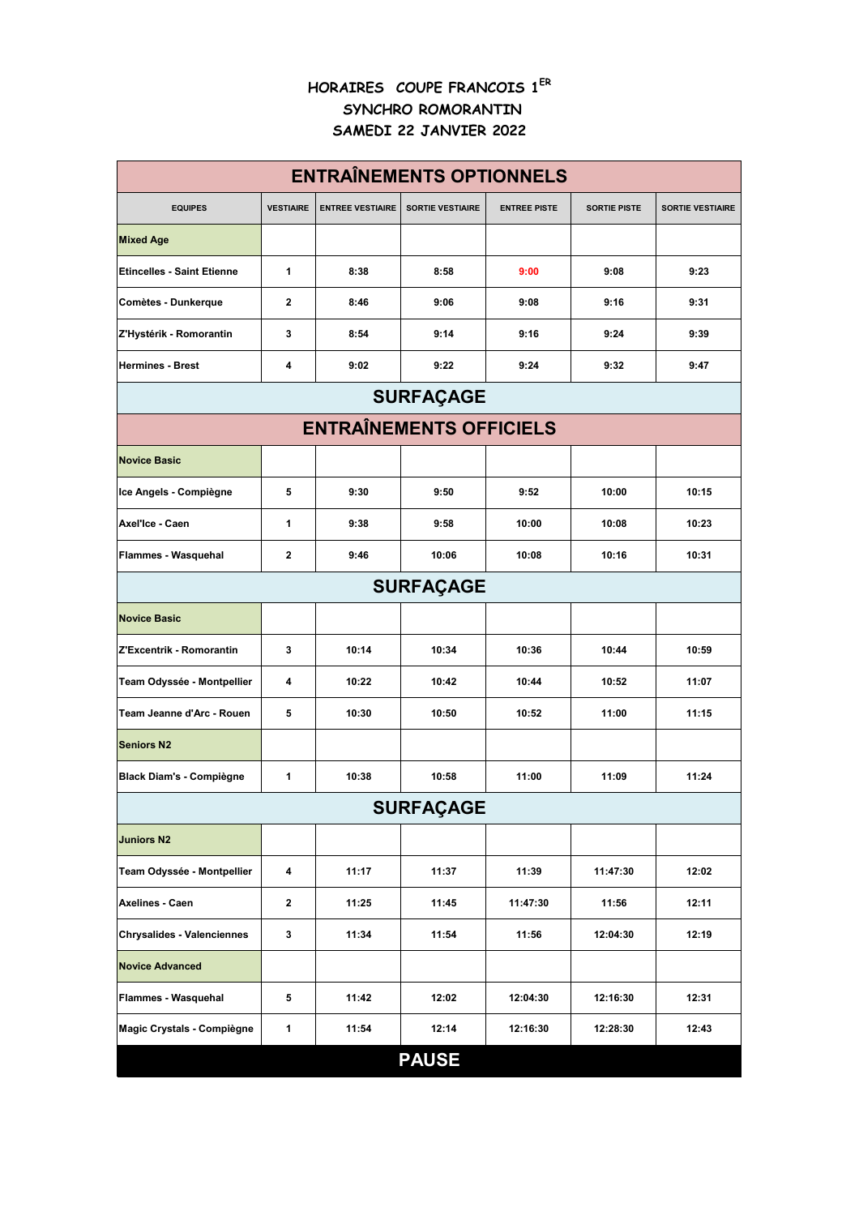# HORAIRES COUPE FRANCOIS 1[ER]

## SYNCHRO ROMORANTIN

## SAMEDI 22 JANVIER 2022

| EQUIPES | VESTIAIRE | ENTREE VESTIAIRE | SORTIE VESTIAIRE | ENTREE PISTE | SORTIE PISTE | SORTIE VESTIAIRE |
|---|---|---|---|---|---|---|
| **ENTRAÎNEMENTS OPTIONNELS** | | | | | | |
| **Mixed Age** | | | | | | |
| Etincelles - Saint Etienne | 1 | 8:38 | 8:58 | 9:00 | 9:08 | 9:23 |
| Comètes - Dunkerque | 2 | 8:46 | 9:06 | 9:08 | 9:16 | 9:31 |
| Z'Hystérik - Romorantin | 3 | 8:54 | 9:14 | 9:16 | 9:24 | 9:39 |
| Hermines - Brest | 4 | 9:02 | 9:22 | 9:24 | 9:32 | 9:47 |
| **SURFAÇAGE** | | | | | | |
| **ENTRAÎNEMENTS OFFICIELS** | | | | | | |
| **Novice Basic** | | | | | | |
| Ice Angels - Compiègne | 5 | 9:30 | 9:50 | 9:52 | 10:00 | 10:15 |
| Axel'Ice - Caen | 1 | 9:38 | 9:58 | 10:00 | 10:08 | 10:23 |
| Flammes - Wasquehal | 2 | 9:46 | 10:06 | 10:08 | 10:16 | 10:31 |
| **SURFAÇAGE** | | | | | | |
| **Novice Basic** | | | | | | |
| Z'Excentrik - Romorantin | 3 | 10:14 | 10:34 | 10:36 | 10:44 | 10:59 |
| Team Odyssée - Montpellier | 4 | 10:22 | 10:42 | 10:44 | 10:52 | 11:07 |
| Team Jeanne d'Arc - Rouen | 5 | 10:30 | 10:50 | 10:52 | 11:00 | 11:15 |
| **Seniors N2** | | | | | | |
| Black Diam's - Compiègne | 1 | 10:38 | 10:58 | 11:00 | 11:09 | 11:24 |
| **SURFAÇAGE** | | | | | | |
| **Juniors N2** | | | | | | |
| Team Odyssée - Montpellier | 4 | 11:17 | 11:37 | 11:39 | 11:47:30 | 12:02 |
| Axelines - Caen | 2 | 11:25 | 11:45 | 11:47:30 | 11:56 | 12:11 |
| Chrysalides - Valenciennes | 3 | 11:34 | 11:54 | 11:56 | 12:04:30 | 12:19 |
| **Novice Advanced** | | | | | | |
| Flammes - Wasquehal | 5 | 11:42 | 12:02 | 12:04:30 | 12:16:30 | 12:31 |
| Magic Crystals - Compiègne | 1 | 11:54 | 12:14 | 12:16:30 | 12:28:30 | 12:43 |
| **PAUSE** | | | | | | |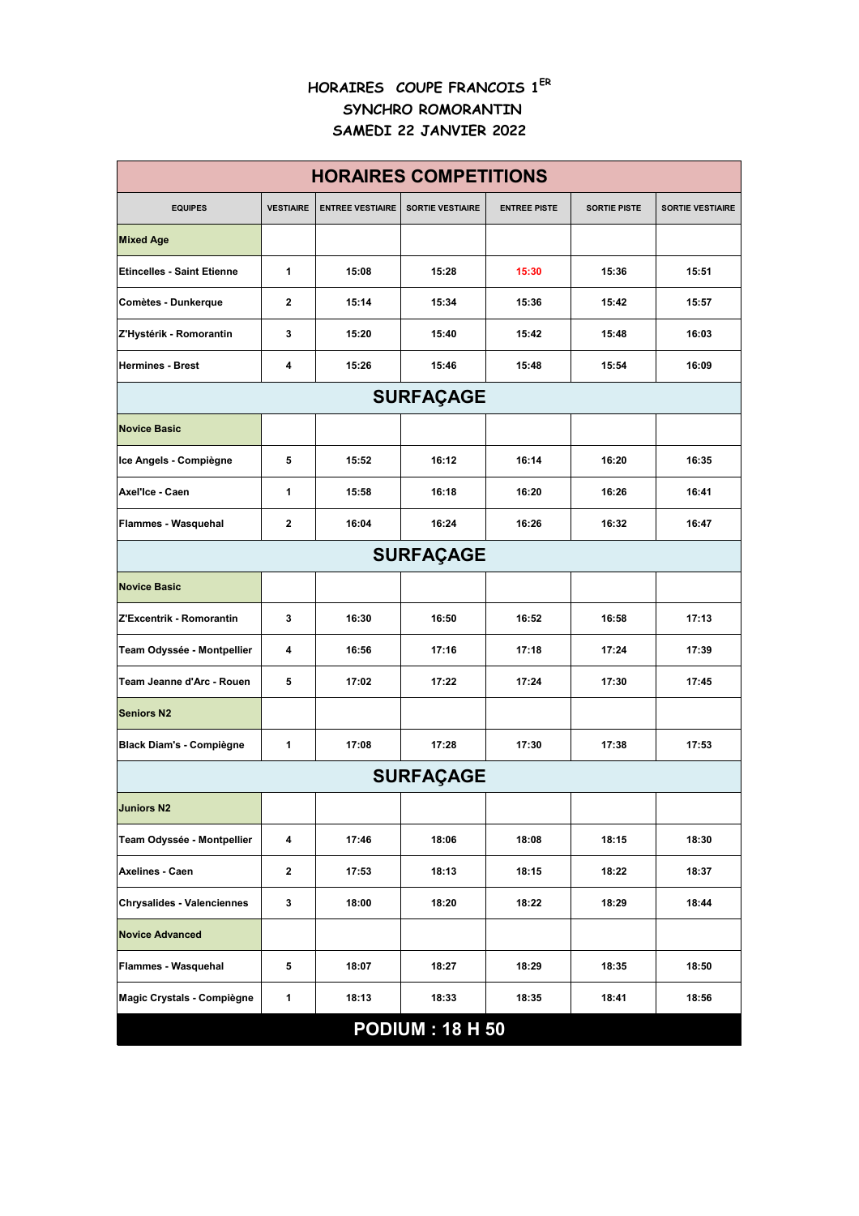# HORAIRES COUPE FRANCOIS 1[ER]
## SYNCHRO ROMORANTIN
## SAMEDI 22 JANVIER 2022

| HORAIRES COMPETITIONS | | | | | | |
|---|---|---|---|---|---|---|
| **EQUIPES** | **VESTIAIRE** | **ENTREE VESTIAIRE** | **SORTIE VESTIAIRE** | **ENTREE PISTE** | **SORTIE PISTE** | **SORTIE VESTIAIRE** |
| **Mixed Age** | | | | | | |
| **Etincelles - Saint Etienne** | 1 | 15:08 | 15:28 | 15:30 | 15:36 | 15:51 |
| **Comètes - Dunkerque** | 2 | 15:14 | 15:34 | 15:36 | 15:42 | 15:57 |
| **Z'Hystérik - Romorantin** | 3 | 15:20 | 15:40 | 15:42 | 15:48 | 16:03 |
| **Hermines - Brest** | 4 | 15:26 | 15:46 | 15:48 | 15:54 | 16:09 |
| **SURFAÇAGE** | | | | | | |
| **Novice Basic** | | | | | | |
| **Ice Angels - Compiègne** | 5 | 15:52 | 16:12 | 16:14 | 16:20 | 16:35 |
| **Axel'Ice - Caen** | 1 | 15:58 | 16:18 | 16:20 | 16:26 | 16:41 |
| **Flammes - Wasquehal** | 2 | 16:04 | 16:24 | 16:26 | 16:32 | 16:47 |
| **SURFAÇAGE** | | | | | | |
| **Novice Basic** | | | | | | |
| **Z'Excentrik - Romorantin** | 3 | 16:30 | 16:50 | 16:52 | 16:58 | 17:13 |
| **Team Odyssée - Montpellier** | 4 | 16:56 | 17:16 | 17:18 | 17:24 | 17:39 |
| **Team Jeanne d'Arc - Rouen** | 5 | 17:02 | 17:22 | 17:24 | 17:30 | 17:45 |
| **Seniors N2** | | | | | | |
| **Black Diam's - Compiègne** | 1 | 17:08 | 17:28 | 17:30 | 17:38 | 17:53 |
| **SURFAÇAGE** | | | | | | |
| **Juniors N2** | | | | | | |
| **Team Odyssée - Montpellier** | 4 | 17:46 | 18:06 | 18:08 | 18:15 | 18:30 |
| **Axelines - Caen** | 2 | 17:53 | 18:13 | 18:15 | 18:22 | 18:37 |
| **Chrysalides - Valenciennes** | 3 | 18:00 | 18:20 | 18:22 | 18:29 | 18:44 |
| **Novice Advanced** | | | | | | |
| **Flammes - Wasquehal** | 5 | 18:07 | 18:27 | 18:29 | 18:35 | 18:50 |
| **Magic Crystals - Compiègne** | 1 | 18:13 | 18:33 | 18:35 | 18:41 | 18:56 |
| **PODIUM : 18 H 50** | | | | | | |